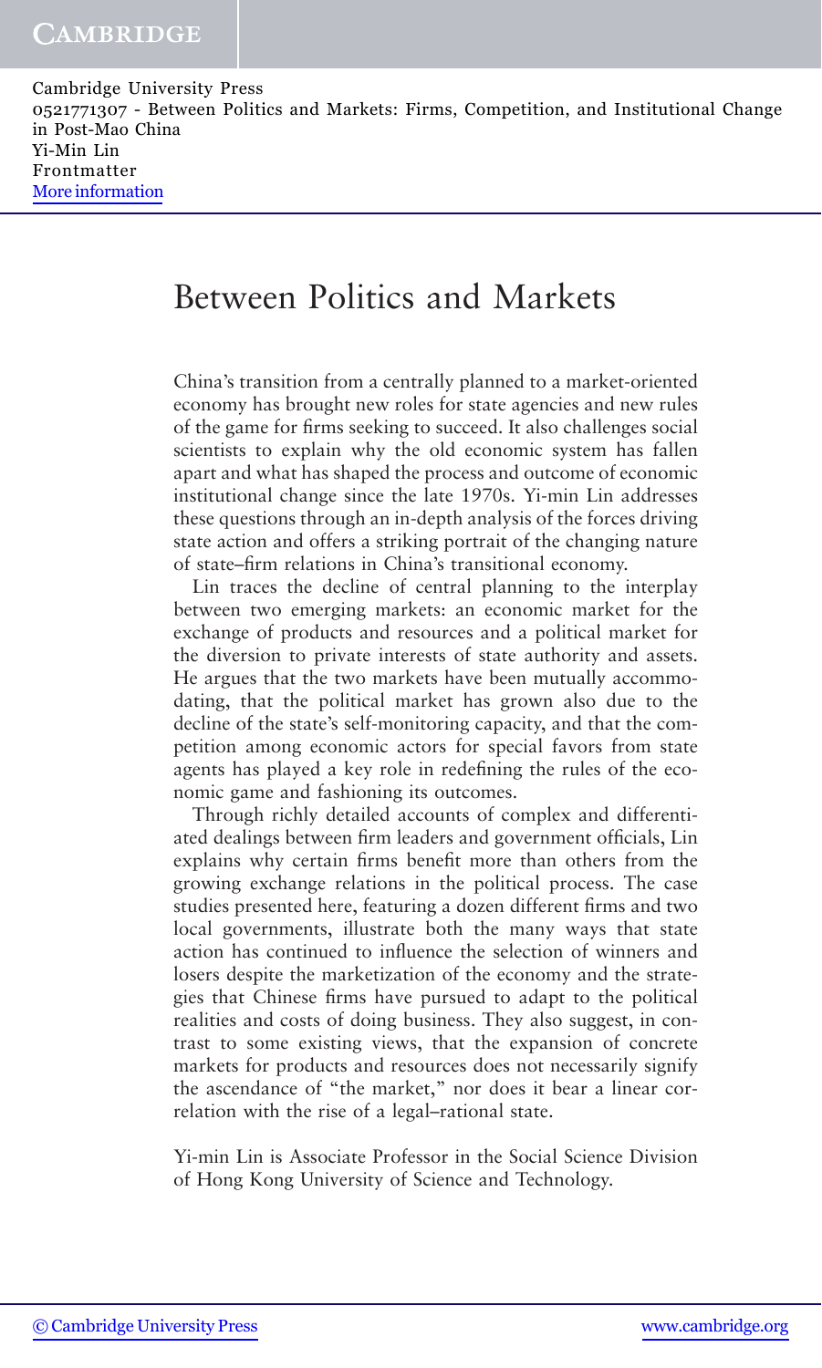# Between Politics and Markets

China's transition from a centrally planned to a market-oriented economy has brought new roles for state agencies and new rules of the game for firms seeking to succeed. It also challenges social scientists to explain why the old economic system has fallen apart and what has shaped the process and outcome of economic institutional change since the late 1970s. Yi-min Lin addresses these questions through an in-depth analysis of the forces driving state action and offers a striking portrait of the changing nature of state–firm relations in China's transitional economy.

Lin traces the decline of central planning to the interplay between two emerging markets: an economic market for the exchange of products and resources and a political market for the diversion to private interests of state authority and assets. He argues that the two markets have been mutually accommodating, that the political market has grown also due to the decline of the state's self-monitoring capacity, and that the competition among economic actors for special favors from state agents has played a key role in redefining the rules of the economic game and fashioning its outcomes.

Through richly detailed accounts of complex and differentiated dealings between firm leaders and government officials, Lin explains why certain firms benefit more than others from the growing exchange relations in the political process. The case studies presented here, featuring a dozen different firms and two local governments, illustrate both the many ways that state action has continued to influence the selection of winners and losers despite the marketization of the economy and the strategies that Chinese firms have pursued to adapt to the political realities and costs of doing business. They also suggest, in contrast to some existing views, that the expansion of concrete markets for products and resources does not necessarily signify the ascendance of "the market," nor does it bear a linear correlation with the rise of a legal–rational state.

Yi-min Lin is Associate Professor in the Social Science Division of Hong Kong University of Science and Technology.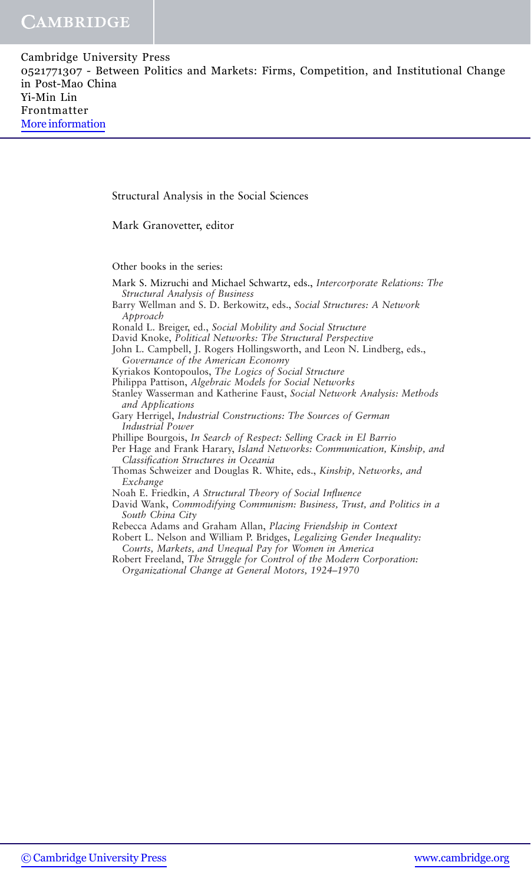Structural Analysis in the Social Sciences

Mark Granovetter, editor

Other books in the series:

Mark S. Mizruchi and Michael Schwartz, eds., *Intercorporate Relations: The Structural Analysis of Business*

Barry Wellman and S. D. Berkowitz, eds., *Social Structures: A Network Approach*

Ronald L. Breiger, ed., *Social Mobility and Social Structure*

David Knoke, *Political Networks: The Structural Perspective*

John L. Campbell, J. Rogers Hollingsworth, and Leon N. Lindberg, eds., *Governance of the American Economy*

Kyriakos Kontopoulos, *The Logics of Social Structure*

Philippa Pattison, *Algebraic Models for Social Networks*

Stanley Wasserman and Katherine Faust, *Social Network Analysis: Methods and Applications*

Gary Herrigel, *Industrial Constructions: The Sources of German Industrial Power*

Phillipe Bourgois, *In Search of Respect: Selling Crack in El Barrio*

Per Hage and Frank Harary, *Island Networks: Communication, Kinship, and Classification Structures in Oceania*

Thomas Schweizer and Douglas R. White, eds., *Kinship, Networks, and Exchange*

Noah E. Friedkin, *A Structural Theory of Social Influence*

David Wank, *Commodifying Communism: Business, Trust, and Politics in a South China City*

Rebecca Adams and Graham Allan, *Placing Friendship in Context*

Robert L. Nelson and William P. Bridges, *Legalizing Gender Inequality: Courts, Markets, and Unequal Pay for Women in America*

Robert Freeland, *The Struggle for Control of the Modern Corporation: Organizational Change at General Motors, 1924–1970*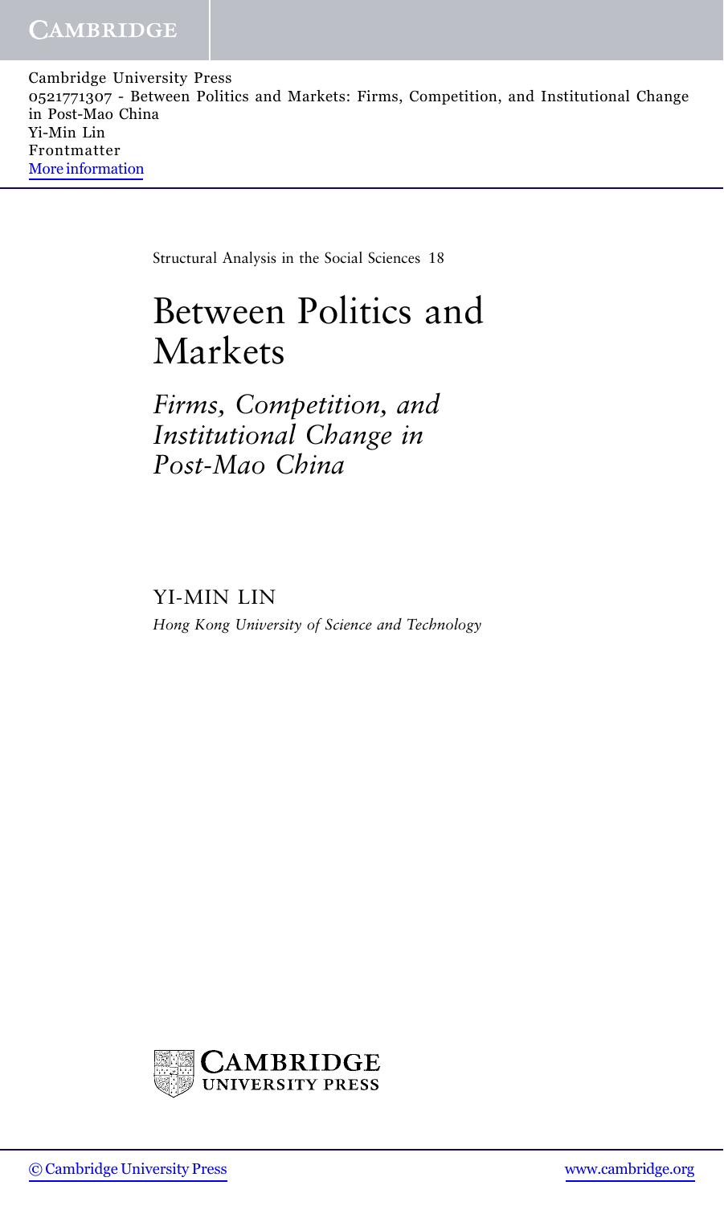Structural Analysis in the Social Sciences 18

# Between Politics and Markets

## *Firms, Competition, and Institutional Change in Post-Mao China*

YI-MIN LIN

*Hong Kong University of Science and Technology*

CAMBRIDGE UNIVERSITY PRESS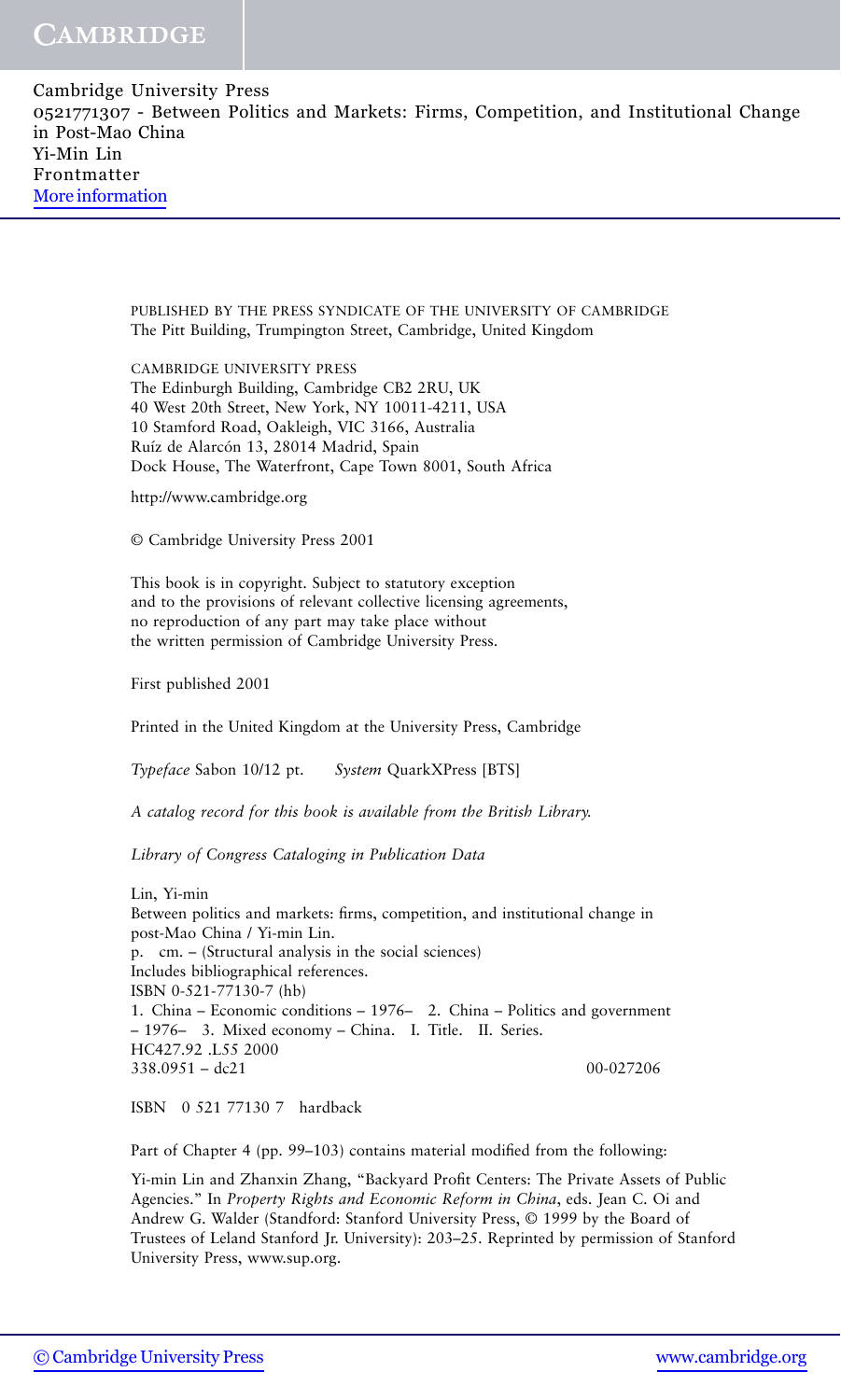PUBLISHED BY THE PRESS SYNDICATE OF THE UNIVERSITY OF CAMBRIDGE
The Pitt Building, Trumpington Street, Cambridge, United Kingdom

CAMBRIDGE UNIVERSITY PRESS
The Edinburgh Building, Cambridge CB2 2RU, UK
40 West 20th Street, New York, NY 10011-4211, USA
10 Stamford Road, Oakleigh, VIC 3166, Australia
Ruíz de Alarcón 13, 28014 Madrid, Spain
Dock House, The Waterfront, Cape Town 8001, South Africa

http://www.cambridge.org

© Cambridge University Press 2001

This book is in copyright. Subject to statutory exception
and to the provisions of relevant collective licensing agreements,
no reproduction of any part may take place without
the written permission of Cambridge University Press.

First published 2001

Printed in the United Kingdom at the University Press, Cambridge

*Typeface* Sabon 10/12 pt. *System* QuarkXPress [BTS]

*A catalog record for this book is available from the British Library.*

*Library of Congress Cataloging in Publication Data*

Lin, Yi-min
Between politics and markets: firms, competition, and institutional change in post-Mao China / Yi-min Lin.
p. cm. – (Structural analysis in the social sciences)
Includes bibliographical references.
ISBN 0-521-77130-7 (hb)
1. China – Economic conditions – 1976– 2. China – Politics and government – 1976– 3. Mixed economy – China. I. Title. II. Series.
HC427.92 .L55 2000
338.0951 – dc21 00-027206

ISBN 0 521 77130 7 hardback

Part of Chapter 4 (pp. 99–103) contains material modified from the following:

Yi-min Lin and Zhanxin Zhang, "Backyard Profit Centers: The Private Assets of Public Agencies." In *Property Rights and Economic Reform in China*, eds. Jean C. Oi and Andrew G. Walder (Standford: Stanford University Press, © 1999 by the Board of Trustees of Leland Stanford Jr. University): 203–25. Reprinted by permission of Stanford University Press, www.sup.org.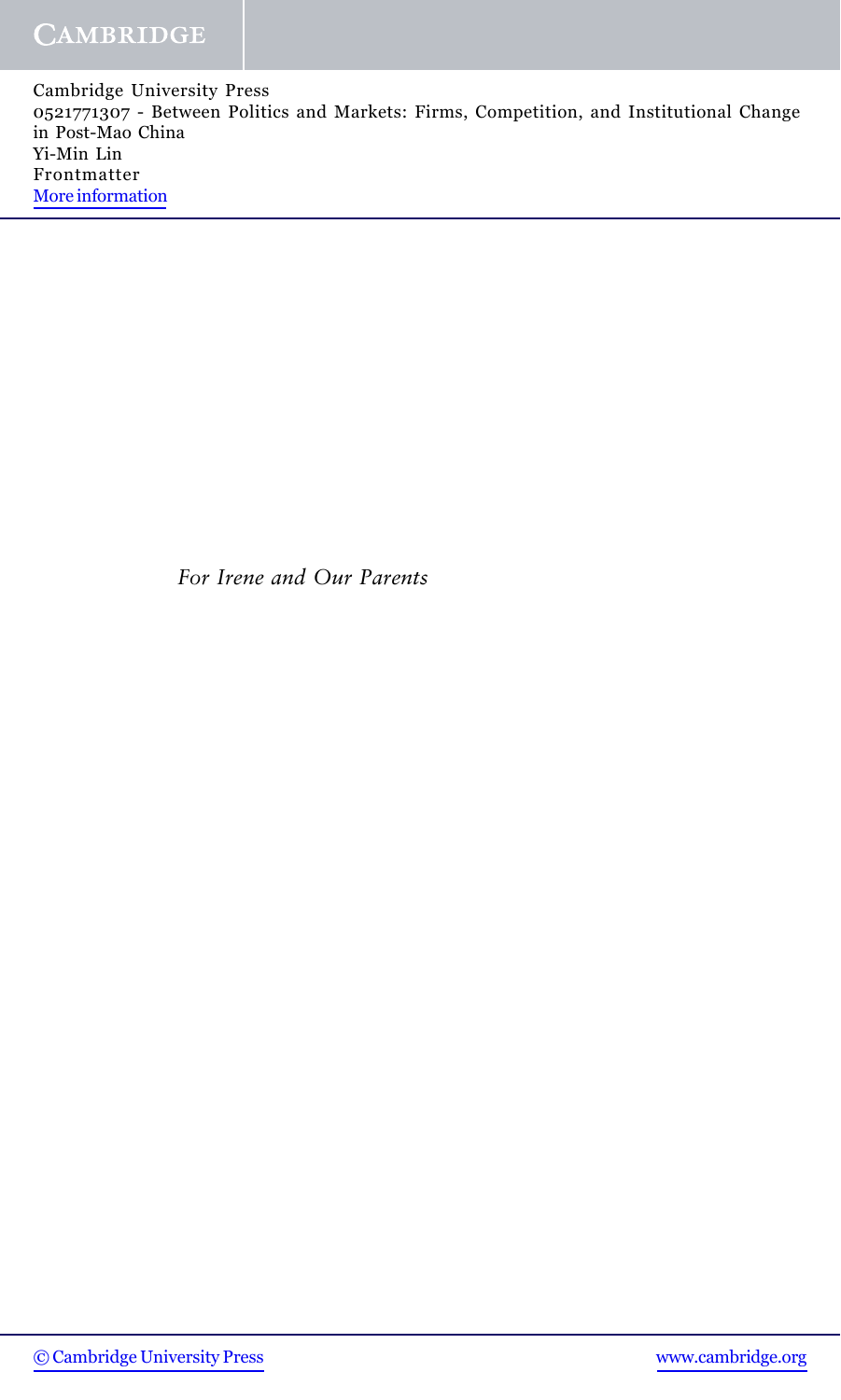*For Irene and Our Parents*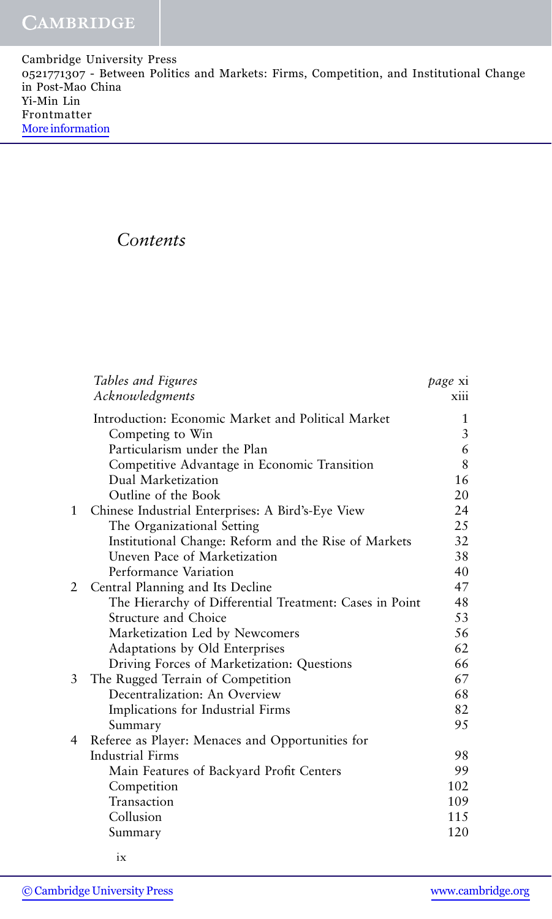# *Contents*

| | | |
|---|---|---|
| | *Tables and Figures* | *page* xi |
| | *Acknowledgments* | xiii |
| | Introduction: Economic Market and Political Market | 1 |
| | Competing to Win | 3 |
| | Particularism under the Plan | 6 |
| | Competitive Advantage in Economic Transition | 8 |
| | Dual Marketization | 16 |
| | Outline of the Book | 20 |
| 1 | Chinese Industrial Enterprises: A Bird's-Eye View | 24 |
| | The Organizational Setting | 25 |
| | Institutional Change: Reform and the Rise of Markets | 32 |
| | Uneven Pace of Marketization | 38 |
| | Performance Variation | 40 |
| 2 | Central Planning and Its Decline | 47 |
| | The Hierarchy of Differential Treatment: Cases in Point | 48 |
| | Structure and Choice | 53 |
| | Marketization Led by Newcomers | 56 |
| | Adaptations by Old Enterprises | 62 |
| | Driving Forces of Marketization: Questions | 66 |
| 3 | The Rugged Terrain of Competition | 67 |
| | Decentralization: An Overview | 68 |
| | Implications for Industrial Firms | 82 |
| | Summary | 95 |
| 4 | Referee as Player: Menaces and Opportunities for Industrial Firms | 98 |
| | Main Features of Backyard Profit Centers | 99 |
| | Competition | 102 |
| | Transaction | 109 |
| | Collusion | 115 |
| | Summary | 120 |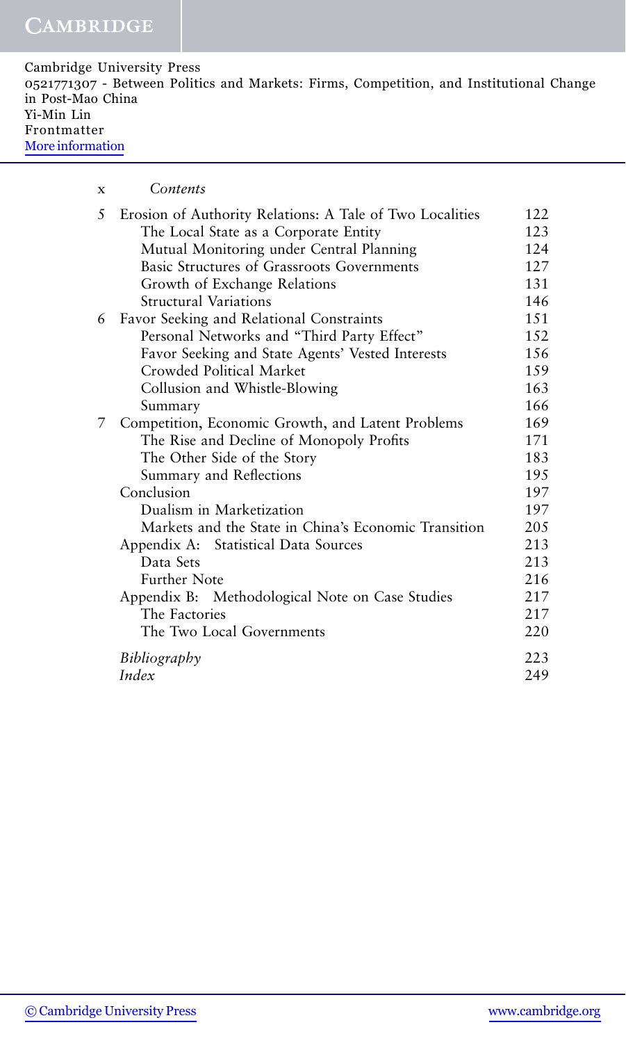| | | |
|---|---|---|
| 5 | Erosion of Authority Relations: A Tale of Two Localities | 122 |
| | The Local State as a Corporate Entity | 123 |
| | Mutual Monitoring under Central Planning | 124 |
| | Basic Structures of Grassroots Governments | 127 |
| | Growth of Exchange Relations | 131 |
| | Structural Variations | 146 |
| 6 | Favor Seeking and Relational Constraints | 151 |
| | Personal Networks and "Third Party Effect" | 152 |
| | Favor Seeking and State Agents' Vested Interests | 156 |
| | Crowded Political Market | 159 |
| | Collusion and Whistle-Blowing | 163 |
| | Summary | 166 |
| 7 | Competition, Economic Growth, and Latent Problems | 169 |
| | The Rise and Decline of Monopoly Profits | 171 |
| | The Other Side of the Story | 183 |
| | Summary and Reflections | 195 |
| | Conclusion | 197 |
| | Dualism in Marketization | 197 |
| | Markets and the State in China's Economic Transition | 205 |
| | Appendix A: Statistical Data Sources | 213 |
| | Data Sets | 213 |
| | Further Note | 216 |
| | Appendix B: Methodological Note on Case Studies | 217 |
| | The Factories | 217 |
| | The Two Local Governments | 220 |
| | *Bibliography* | 223 |
| | *Index* | 249 |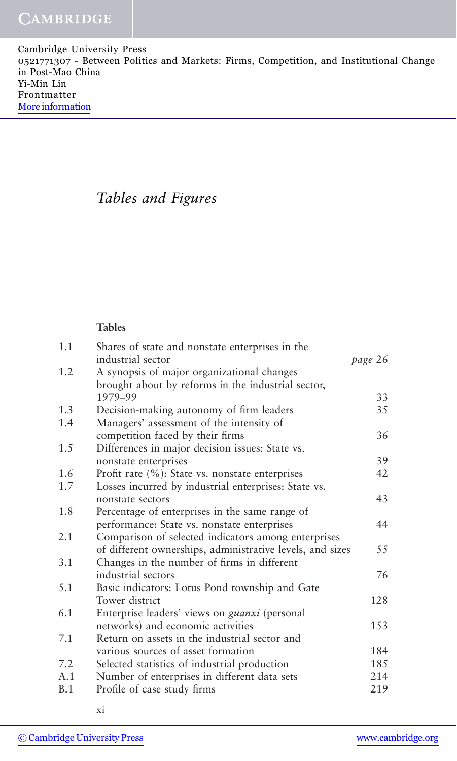# *Tables and Figures*

## Tables

| | | |
|---|---|---|
| 1.1 | Shares of state and nonstate enterprises in the industrial sector | *page* 26 |
| 1.2 | A synopsis of major organizational changes brought about by reforms in the industrial sector, 1979–99 | 33 |
| 1.3 | Decision-making autonomy of firm leaders | 35 |
| 1.4 | Managers' assessment of the intensity of competition faced by their firms | 36 |
| 1.5 | Differences in major decision issues: State vs. nonstate enterprises | 39 |
| 1.6 | Profit rate (%): State vs. nonstate enterprises | 42 |
| 1.7 | Losses incurred by industrial enterprises: State vs. nonstate sectors | 43 |
| 1.8 | Percentage of enterprises in the same range of performance: State vs. nonstate enterprises | 44 |
| 2.1 | Comparison of selected indicators among enterprises of different ownerships, administrative levels, and sizes | 55 |
| 3.1 | Changes in the number of firms in different industrial sectors | 76 |
| 5.1 | Basic indicators: Lotus Pond township and Gate Tower district | 128 |
| 6.1 | Enterprise leaders' views on *guanxi* (personal networks) and economic activities | 153 |
| 7.1 | Return on assets in the industrial sector and various sources of asset formation | 184 |
| 7.2 | Selected statistics of industrial production | 185 |
| A.1 | Number of enterprises in different data sets | 214 |
| B.1 | Profile of case study firms | 219 |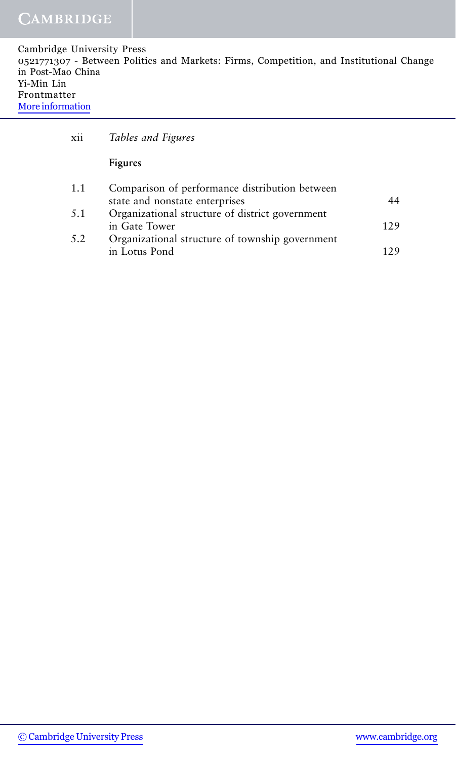**Figures**

| | | |
|---|---|---|
| 1.1 | Comparison of performance distribution between state and nonstate enterprises | 44 |
| 5.1 | Organizational structure of district government in Gate Tower | 129 |
| 5.2 | Organizational structure of township government in Lotus Pond | 129 |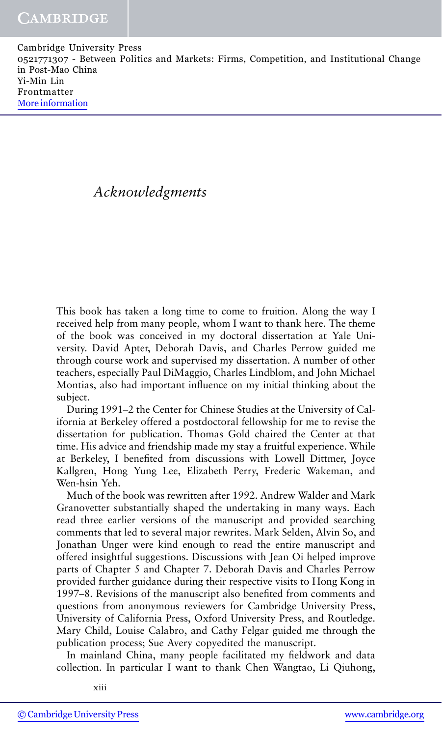# *Acknowledgments*

This book has taken a long time to come to fruition. Along the way I received help from many people, whom I want to thank here. The theme of the book was conceived in my doctoral dissertation at Yale University. David Apter, Deborah Davis, and Charles Perrow guided me through course work and supervised my dissertation. A number of other teachers, especially Paul DiMaggio, Charles Lindblom, and John Michael Montias, also had important influence on my initial thinking about the subject.

During 1991–2 the Center for Chinese Studies at the University of California at Berkeley offered a postdoctoral fellowship for me to revise the dissertation for publication. Thomas Gold chaired the Center at that time. His advice and friendship made my stay a fruitful experience. While at Berkeley, I benefited from discussions with Lowell Dittmer, Joyce Kallgren, Hong Yung Lee, Elizabeth Perry, Frederic Wakeman, and Wen-hsin Yeh.

Much of the book was rewritten after 1992. Andrew Walder and Mark Granovetter substantially shaped the undertaking in many ways. Each read three earlier versions of the manuscript and provided searching comments that led to several major rewrites. Mark Selden, Alvin So, and Jonathan Unger were kind enough to read the entire manuscript and offered insightful suggestions. Discussions with Jean Oi helped improve parts of Chapter 5 and Chapter 7. Deborah Davis and Charles Perrow provided further guidance during their respective visits to Hong Kong in 1997–8. Revisions of the manuscript also benefited from comments and questions from anonymous reviewers for Cambridge University Press, University of California Press, Oxford University Press, and Routledge. Mary Child, Louise Calabro, and Cathy Felgar guided me through the publication process; Sue Avery copyedited the manuscript.

In mainland China, many people facilitated my fieldwork and data collection. In particular I want to thank Chen Wangtao, Li Qiuhong,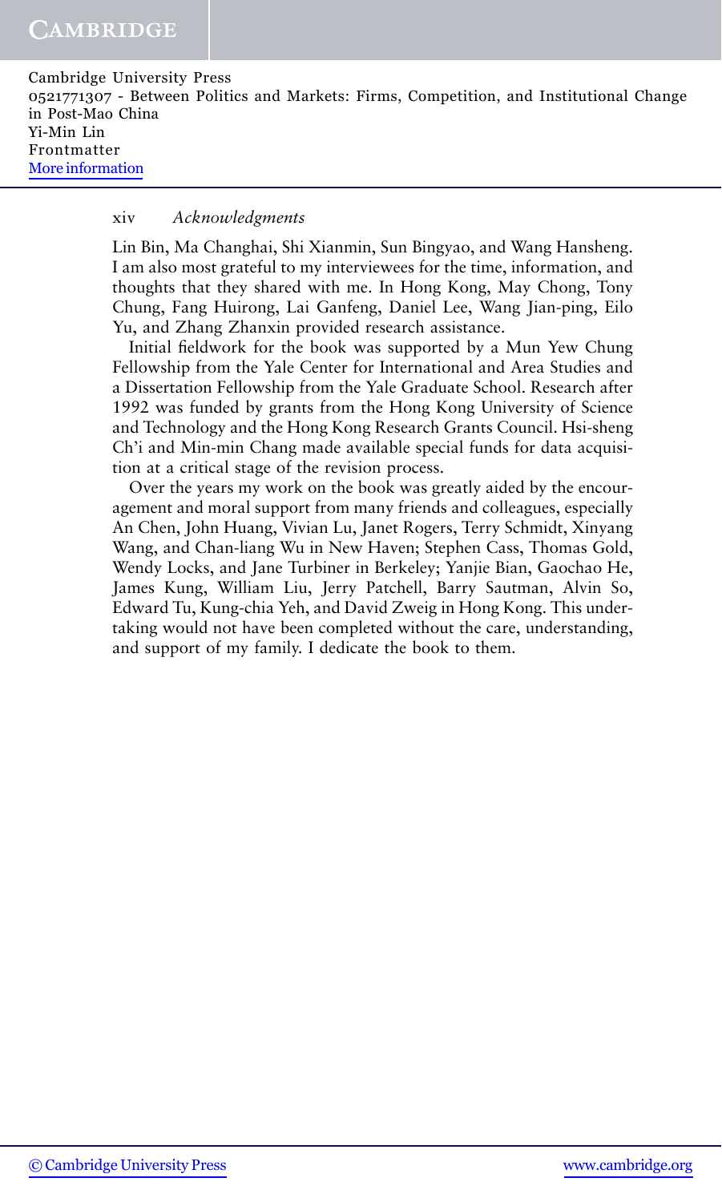Lin Bin, Ma Changhai, Shi Xianmin, Sun Bingyao, and Wang Hansheng. I am also most grateful to my interviewees for the time, information, and thoughts that they shared with me. In Hong Kong, May Chong, Tony Chung, Fang Huirong, Lai Ganfeng, Daniel Lee, Wang Jian-ping, Eilo Yu, and Zhang Zhanxin provided research assistance.

Initial fieldwork for the book was supported by a Mun Yew Chung Fellowship from the Yale Center for International and Area Studies and a Dissertation Fellowship from the Yale Graduate School. Research after 1992 was funded by grants from the Hong Kong University of Science and Technology and the Hong Kong Research Grants Council. Hsi-sheng Ch'i and Min-min Chang made available special funds for data acquisition at a critical stage of the revision process.

Over the years my work on the book was greatly aided by the encouragement and moral support from many friends and colleagues, especially An Chen, John Huang, Vivian Lu, Janet Rogers, Terry Schmidt, Xinyang Wang, and Chan-liang Wu in New Haven; Stephen Cass, Thomas Gold, Wendy Locks, and Jane Turbiner in Berkeley; Yanjie Bian, Gaochao He, James Kung, William Liu, Jerry Patchell, Barry Sautman, Alvin So, Edward Tu, Kung-chia Yeh, and David Zweig in Hong Kong. This undertaking would not have been completed without the care, understanding, and support of my family. I dedicate the book to them.